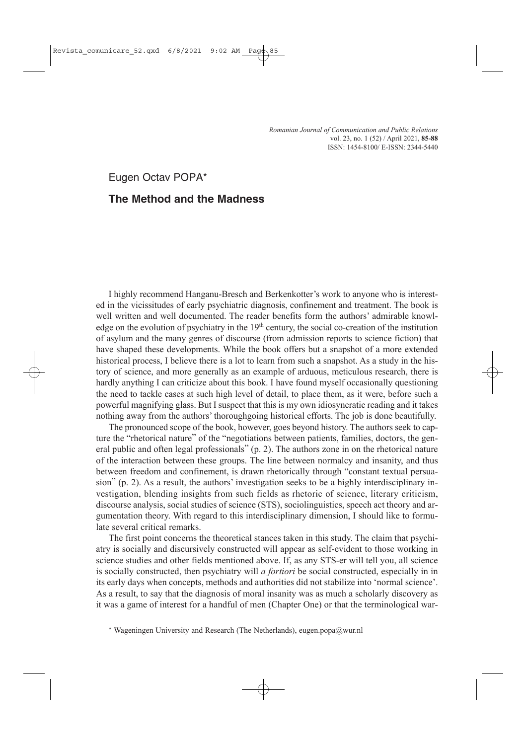Eugen Octav POPA*

# The Method and the Madness

I highly recommend Hanganu-Bresch and Berkenkotter's work to anyone who is interested in the vicissitudes of early psychiatric diagnosis, confinement and treatment. The book is well written and well documented. The reader benefits form the authors' admirable knowledge on the evolution of psychiatry in the 19th century, the social co-creation of the institution of asylum and the many genres of discourse (from admission reports to science fiction) that have shaped these developments. While the book offers but a snapshot of a more extended historical process, I believe there is a lot to learn from such a snapshot. As a study in the history of science, and more generally as an example of arduous, meticulous research, there is hardly anything I can criticize about this book. I have found myself occasionally questioning the need to tackle cases at such high level of detail, to place them, as it were, before such a powerful magnifying glass. But I suspect that this is my own idiosyncratic reading and it takes nothing away from the authors' thoroughgoing historical efforts. The job is done beautifully.

The pronounced scope of the book, however, goes beyond history. The authors seek to capture the "rhetorical nature" of the "negotiations between patients, families, doctors, the general public and often legal professionals" (p. 2). The authors zone in on the rhetorical nature of the interaction between these groups. The line between normalcy and insanity, and thus between freedom and confinement, is drawn rhetorically through "constant textual persuasion" (p. 2). As a result, the authors' investigation seeks to be a highly interdisciplinary investigation, blending insights from such fields as rhetoric of science, literary criticism, discourse analysis, social studies of science (STS), sociolinguistics, speech act theory and argumentation theory. With regard to this interdisciplinary dimension, I should like to formulate several critical remarks.

The first point concerns the theoretical stances taken in this study. The claim that psychiatry is socially and discursively constructed will appear as self-evident to those working in science studies and other fields mentioned above. If, as any STS-er will tell you, all science is socially constructed, then psychiatry will *a fortiori* be social constructed, especially in in its early days when concepts, methods and authorities did not stabilize into 'normal science'. As a result, to say that the diagnosis of moral insanity was as much a scholarly discovery as it was a game of interest for a handful of men (Chapter One) or that the terminological war-

* Wageningen University and Research (The Netherlands), eugen.popa@wur.nl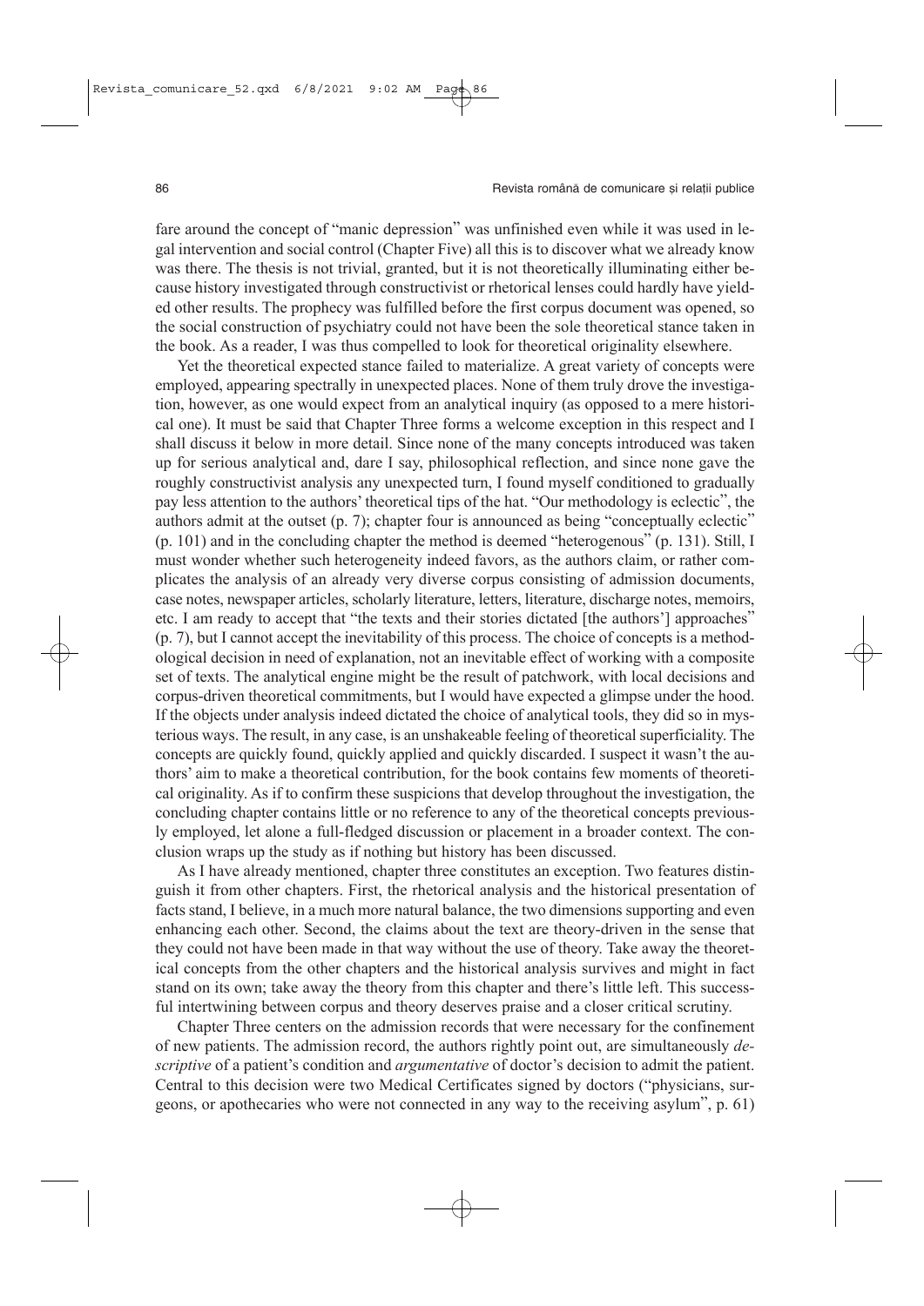fare around the concept of "manic depression" was unfinished even while it was used in legal intervention and social control (Chapter Five) all this is to discover what we already know was there. The thesis is not trivial, granted, but it is not theoretically illuminating either because history investigated through constructivist or rhetorical lenses could hardly have yielded other results. The prophecy was fulfilled before the first corpus document was opened, so the social construction of psychiatry could not have been the sole theoretical stance taken in the book. As a reader, I was thus compelled to look for theoretical originality elsewhere.

Yet the theoretical expected stance failed to materialize. A great variety of concepts were employed, appearing spectrally in unexpected places. None of them truly drove the investigation, however, as one would expect from an analytical inquiry (as opposed to a mere historical one). It must be said that Chapter Three forms a welcome exception in this respect and I shall discuss it below in more detail. Since none of the many concepts introduced was taken up for serious analytical and, dare I say, philosophical reflection, and since none gave the roughly constructivist analysis any unexpected turn, I found myself conditioned to gradually pay less attention to the authors' theoretical tips of the hat. "Our methodology is eclectic", the authors admit at the outset (p. 7); chapter four is announced as being "conceptually eclectic" (p. 101) and in the concluding chapter the method is deemed "heterogenous" (p. 131). Still, I must wonder whether such heterogeneity indeed favors, as the authors claim, or rather complicates the analysis of an already very diverse corpus consisting of admission documents, case notes, newspaper articles, scholarly literature, letters, literature, discharge notes, memoirs, etc. I am ready to accept that "the texts and their stories dictated [the authors'] approaches" (p. 7), but I cannot accept the inevitability of this process. The choice of concepts is a methodological decision in need of explanation, not an inevitable effect of working with a composite set of texts. The analytical engine might be the result of patchwork, with local decisions and corpus-driven theoretical commitments, but I would have expected a glimpse under the hood. If the objects under analysis indeed dictated the choice of analytical tools, they did so in mysterious ways. The result, in any case, is an unshakeable feeling of theoretical superficiality. The concepts are quickly found, quickly applied and quickly discarded. I suspect it wasn't the authors' aim to make a theoretical contribution, for the book contains few moments of theoretical originality. As if to confirm these suspicions that develop throughout the investigation, the concluding chapter contains little or no reference to any of the theoretical concepts previously employed, let alone a full-fledged discussion or placement in a broader context. The conclusion wraps up the study as if nothing but history has been discussed.

As I have already mentioned, chapter three constitutes an exception. Two features distinguish it from other chapters. First, the rhetorical analysis and the historical presentation of facts stand, I believe, in a much more natural balance, the two dimensions supporting and even enhancing each other. Second, the claims about the text are theory-driven in the sense that they could not have been made in that way without the use of theory. Take away the theoretical concepts from the other chapters and the historical analysis survives and might in fact stand on its own; take away the theory from this chapter and there's little left. This successful intertwining between corpus and theory deserves praise and a closer critical scrutiny.

Chapter Three centers on the admission records that were necessary for the confinement of new patients. The admission record, the authors rightly point out, are simultaneously *descriptive* of a patient's condition and *argumentative* of doctor's decision to admit the patient. Central to this decision were two Medical Certificates signed by doctors ("physicians, surgeons, or apothecaries who were not connected in any way to the receiving asylum", p. 61)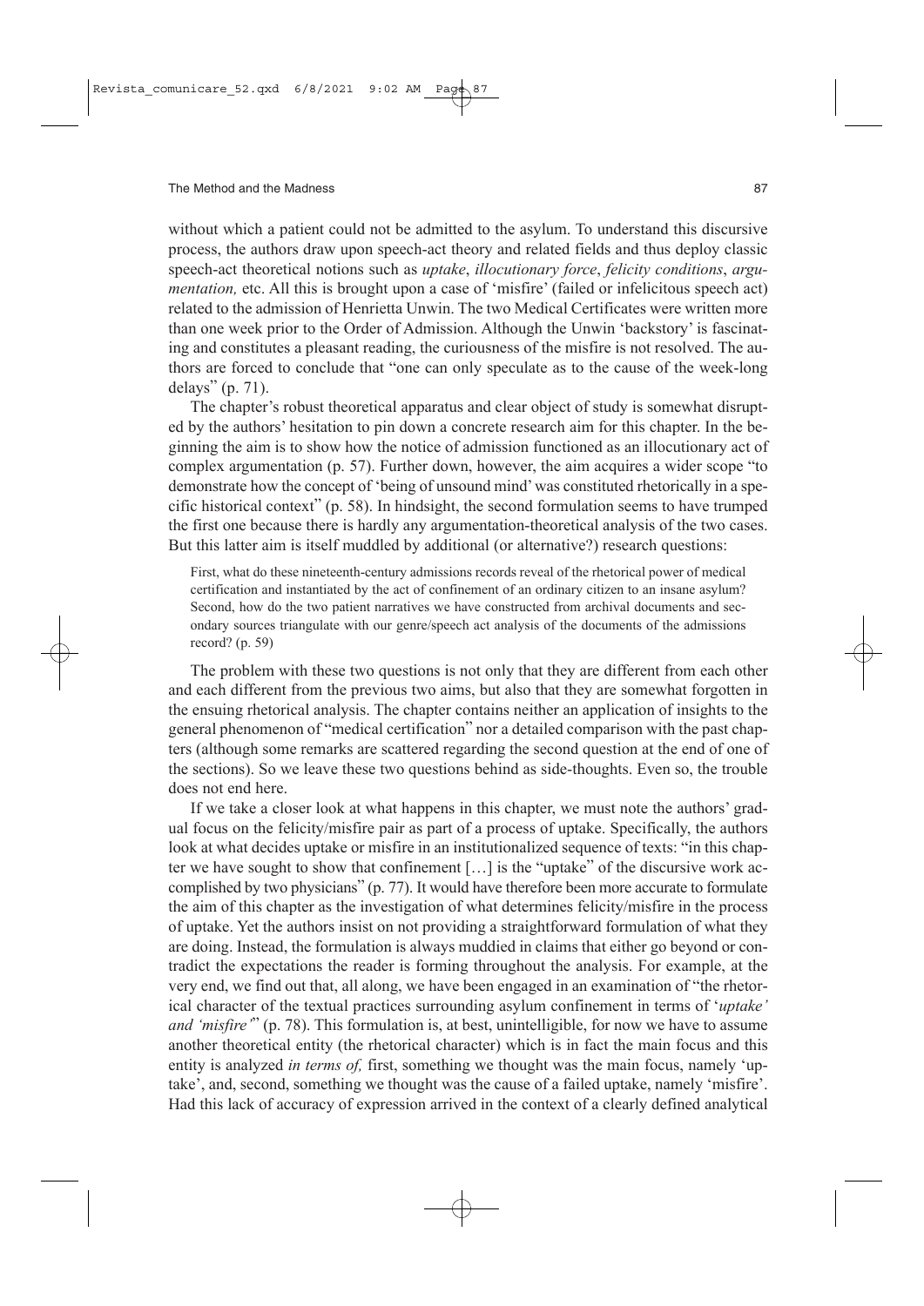without which a patient could not be admitted to the asylum. To understand this discursive process, the authors draw upon speech-act theory and related fields and thus deploy classic speech-act theoretical notions such as *uptake*, *illocutionary force*, *felicity conditions*, *argumentation,* etc. All this is brought upon a case of 'misfire' (failed or infelicitous speech act) related to the admission of Henrietta Unwin. The two Medical Certificates were written more than one week prior to the Order of Admission. Although the Unwin 'backstory' is fascinating and constitutes a pleasant reading, the curiousness of the misfire is not resolved. The authors are forced to conclude that "one can only speculate as to the cause of the week-long delays" (p. 71).

The chapter's robust theoretical apparatus and clear object of study is somewhat disrupted by the authors' hesitation to pin down a concrete research aim for this chapter. In the beginning the aim is to show how the notice of admission functioned as an illocutionary act of complex argumentation (p. 57). Further down, however, the aim acquires a wider scope "to demonstrate how the concept of 'being of unsound mind' was constituted rhetorically in a specific historical context" (p. 58). In hindsight, the second formulation seems to have trumped the first one because there is hardly any argumentation-theoretical analysis of the two cases. But this latter aim is itself muddled by additional (or alternative?) research questions:

> First, what do these nineteenth-century admissions records reveal of the rhetorical power of medical certification and instantiated by the act of confinement of an ordinary citizen to an insane asylum? Second, how do the two patient narratives we have constructed from archival documents and secondary sources triangulate with our genre/speech act analysis of the documents of the admissions record? (p. 59)

The problem with these two questions is not only that they are different from each other and each different from the previous two aims, but also that they are somewhat forgotten in the ensuing rhetorical analysis. The chapter contains neither an application of insights to the general phenomenon of "medical certification" nor a detailed comparison with the past chapters (although some remarks are scattered regarding the second question at the end of one of the sections). So we leave these two questions behind as side-thoughts. Even so, the trouble does not end here.

If we take a closer look at what happens in this chapter, we must note the authors' gradual focus on the felicity/misfire pair as part of a process of uptake. Specifically, the authors look at what decides uptake or misfire in an institutionalized sequence of texts: "in this chapter we have sought to show that confinement […] is the "uptake" of the discursive work accomplished by two physicians" (p. 77). It would have therefore been more accurate to formulate the aim of this chapter as the investigation of what determines felicity/misfire in the process of uptake. Yet the authors insist on not providing a straightforward formulation of what they are doing. Instead, the formulation is always muddied in claims that either go beyond or contradict the expectations the reader is forming throughout the analysis. For example, at the very end, we find out that, all along, we have been engaged in an examination of "the rhetorical character of the textual practices surrounding asylum confinement in terms of '*uptake' and 'misfire'*" (p. 78). This formulation is, at best, unintelligible, for now we have to assume another theoretical entity (the rhetorical character) which is in fact the main focus and this entity is analyzed *in terms of,* first, something we thought was the main focus, namely 'uptake', and, second, something we thought was the cause of a failed uptake, namely 'misfire'. Had this lack of accuracy of expression arrived in the context of a clearly defined analytical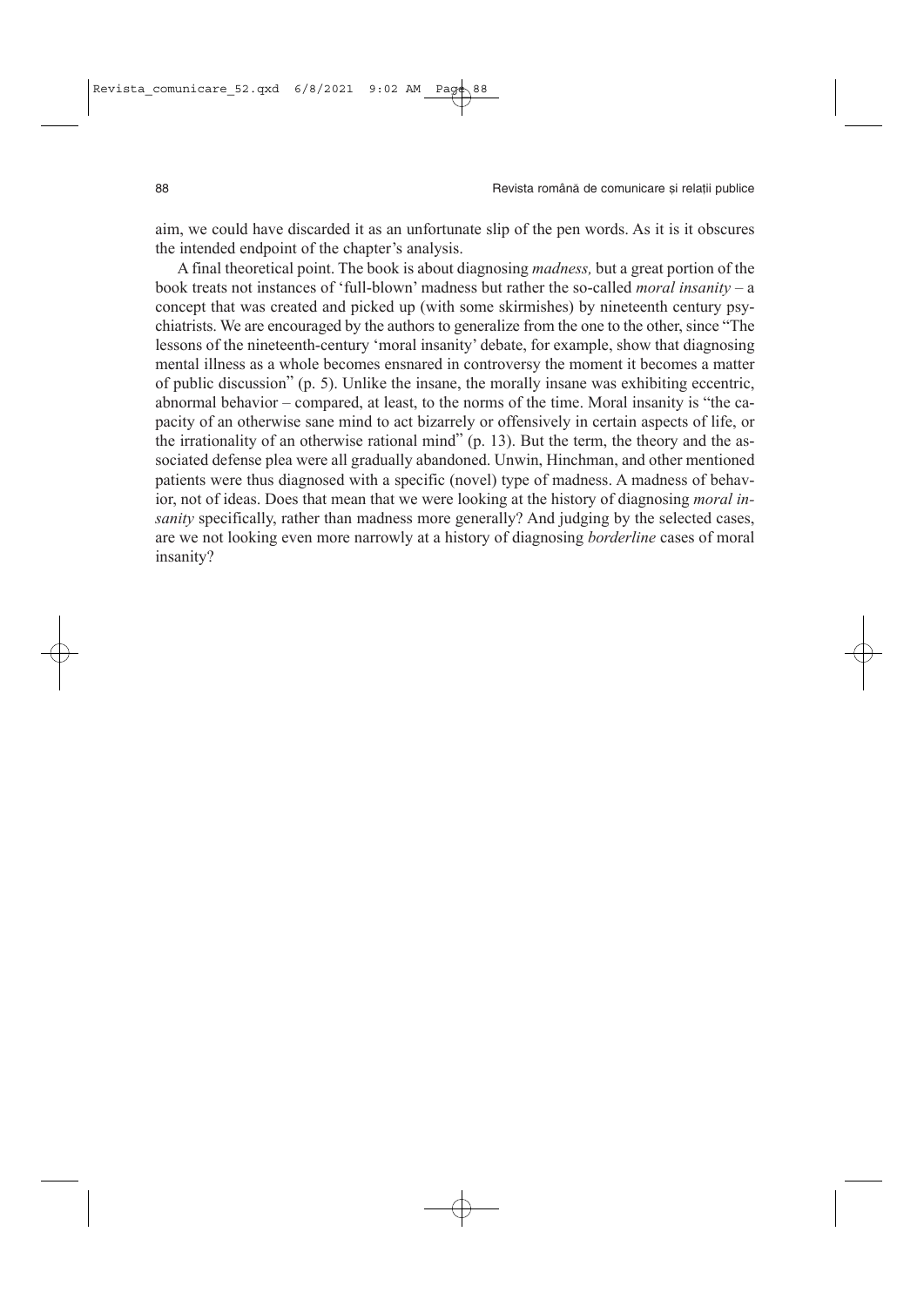aim, we could have discarded it as an unfortunate slip of the pen words. As it is it obscures the intended endpoint of the chapter's analysis.

A final theoretical point. The book is about diagnosing *madness,* but a great portion of the book treats not instances of 'full-blown' madness but rather the so-called *moral insanity* – a concept that was created and picked up (with some skirmishes) by nineteenth century psychiatrists. We are encouraged by the authors to generalize from the one to the other, since "The lessons of the nineteenth-century 'moral insanity' debate, for example, show that diagnosing mental illness as a whole becomes ensnared in controversy the moment it becomes a matter of public discussion" (p. 5). Unlike the insane, the morally insane was exhibiting eccentric, abnormal behavior – compared, at least, to the norms of the time. Moral insanity is "the capacity of an otherwise sane mind to act bizarrely or offensively in certain aspects of life, or the irrationality of an otherwise rational mind" (p. 13). But the term, the theory and the associated defense plea were all gradually abandoned. Unwin, Hinchman, and other mentioned patients were thus diagnosed with a specific (novel) type of madness. A madness of behavior, not of ideas. Does that mean that we were looking at the history of diagnosing *moral insanity* specifically, rather than madness more generally? And judging by the selected cases, are we not looking even more narrowly at a history of diagnosing *borderline* cases of moral insanity?